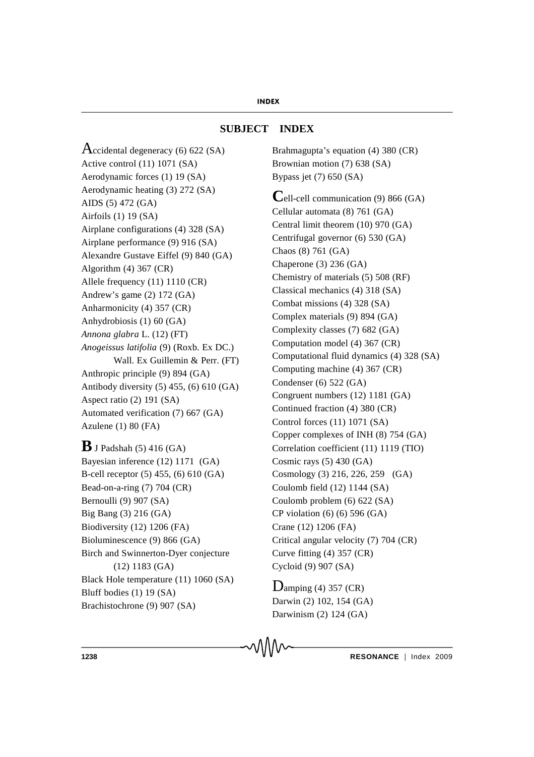# SUBJECT INDEX

Accidental degeneracy (6) 622 (SA)
Active control (11) 1071 (SA)
Aerodynamic forces (1) 19 (SA)
Aerodynamic heating (3) 272 (SA)
AIDS (5) 472 (GA)
Airfoils (1) 19 (SA)
Airplane configurations (4) 328 (SA)
Airplane performance (9) 916 (SA)
Alexandre Gustave Eiffel (9) 840 (GA)
Algorithm (4) 367 (CR)
Allele frequency (11) 1110 (CR)
Andrew's game (2) 172 (GA)
Anharmonicity (4) 357 (CR)
Anhydrobiosis (1) 60 (GA)
*Annona glabra* L. (12) (FT)
*Anogeissus latifolia* (9) (Roxb. Ex DC.) Wall. Ex Guillemin & Perr. (FT)
Anthropic principle (9) 894 (GA)
Antibody diversity (5) 455, (6) 610 (GA)
Aspect ratio (2) 191 (SA)
Automated verification (7) 667 (GA)
Azulene (1) 80 (FA)

B J Padshah (5) 416 (GA)
Bayesian inference (12) 1171 (GA)
B-cell receptor (5) 455, (6) 610 (GA)
Bead-on-a-ring (7) 704 (CR)
Bernoulli (9) 907 (SA)
Big Bang (3) 216 (GA)
Biodiversity (12) 1206 (FA)
Bioluminescence (9) 866 (GA)
Birch and Swinnerton-Dyer conjecture (12) 1183 (GA)
Black Hole temperature (11) 1060 (SA)
Bluff bodies (1) 19 (SA)
Brachistochrone (9) 907 (SA)
Brahmagupta's equation (4) 380 (CR)
Brownian motion (7) 638 (SA)
Bypass jet (7) 650 (SA)

Cell-cell communication (9) 866 (GA)
Cellular automata (8) 761 (GA)
Central limit theorem (10) 970 (GA)
Centrifugal governor (6) 530 (GA)
Chaos (8) 761 (GA)
Chaperone (3) 236 (GA)
Chemistry of materials (5) 508 (RF)
Classical mechanics (4) 318 (SA)
Combat missions (4) 328 (SA)
Complex materials (9) 894 (GA)
Complexity classes (7) 682 (GA)
Computation model (4) 367 (CR)
Computational fluid dynamics (4) 328 (SA)
Computing machine (4) 367 (CR)
Condenser (6) 522 (GA)
Congruent numbers (12) 1181 (GA)
Continued fraction (4) 380 (CR)
Control forces (11) 1071 (SA)
Copper complexes of INH (8) 754 (GA)
Correlation coefficient (11) 1119 (TIO)
Cosmic rays (5) 430 (GA)
Cosmology (3) 216, 226, 259 (GA)
Coulomb field (12) 1144 (SA)
Coulomb problem (6) 622 (SA)
CP violation (6) (6) 596 (GA)
Crane (12) 1206 (FA)
Critical angular velocity (7) 704 (CR)
Curve fitting (4) 357 (CR)
Cycloid (9) 907 (SA)

Damping (4) 357 (CR)
Darwin (2) 102, 154 (GA)
Darwinism (2) 124 (GA)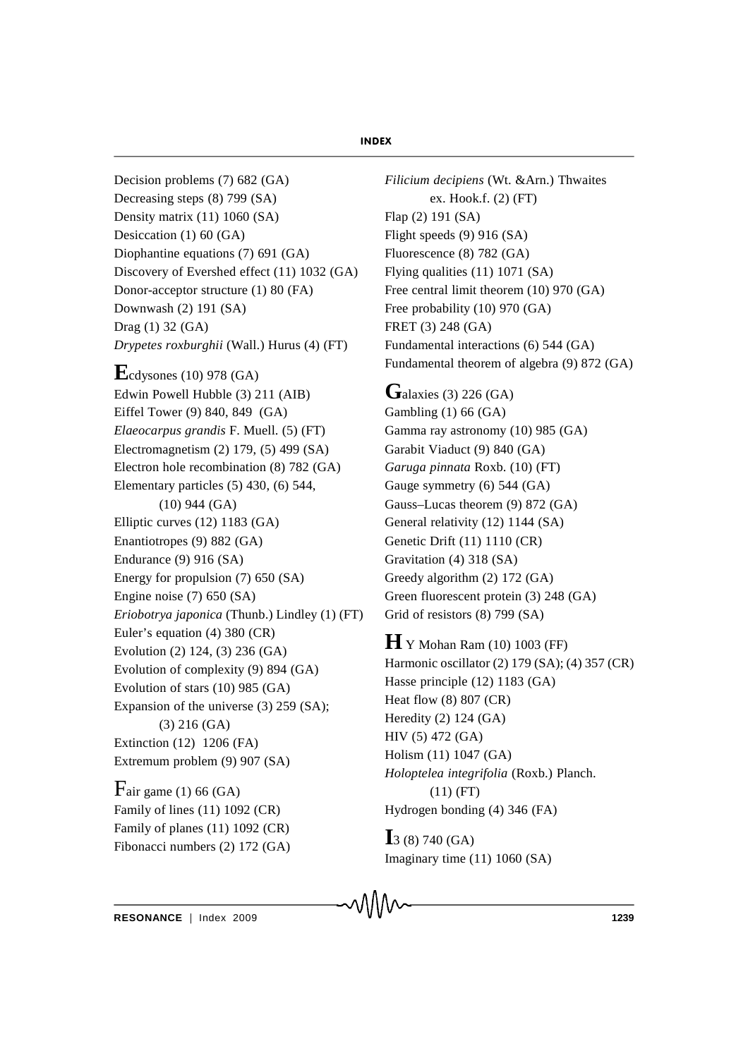Decision problems (7) 682 (GA)
Decreasing steps (8) 799 (SA)
Density matrix (11) 1060 (SA)
Desiccation (1) 60 (GA)
Diophantine equations (7) 691 (GA)
Discovery of Evershed effect (11) 1032 (GA)
Donor-acceptor structure (1) 80 (FA)
Downwash (2) 191 (SA)
Drag (1) 32 (GA)
*Drypetes roxburghii* (Wall.) Hurus (4) (FT)

**E**cdysones (10) 978 (GA)
Edwin Powell Hubble (3) 211 (AIB)
Eiffel Tower (9) 840, 849 (GA)
*Elaeocarpus grandis* F. Muell. (5) (FT)
Electromagnetism (2) 179, (5) 499 (SA)
Electron hole recombination (8) 782 (GA)
Elementary particles (5) 430, (6) 544, (10) 944 (GA)
Elliptic curves (12) 1183 (GA)
Enantiotropes (9) 882 (GA)
Endurance (9) 916 (SA)
Energy for propulsion (7) 650 (SA)
Engine noise (7) 650 (SA)
*Eriobotrya japonica* (Thunb.) Lindley (1) (FT)
Euler's equation (4) 380 (CR)
Evolution (2) 124, (3) 236 (GA)
Evolution of complexity (9) 894 (GA)
Evolution of stars (10) 985 (GA)
Expansion of the universe (3) 259 (SA); (3) 216 (GA)
Extinction (12) 1206 (FA)
Extremum problem (9) 907 (SA)

**F**air game (1) 66 (GA)
Family of lines (11) 1092 (CR)
Family of planes (11) 1092 (CR)
Fibonacci numbers (2) 172 (GA)
*Filicium decipiens* (Wt. &Arn.) Thwaites ex. Hook.f. (2) (FT)
Flap (2) 191 (SA)
Flight speeds (9) 916 (SA)
Fluorescence (8) 782 (GA)
Flying qualities (11) 1071 (SA)
Free central limit theorem (10) 970 (GA)
Free probability (10) 970 (GA)
FRET (3) 248 (GA)
Fundamental interactions (6) 544 (GA)
Fundamental theorem of algebra (9) 872 (GA)

**G**alaxies (3) 226 (GA)
Gambling (1) 66 (GA)
Gamma ray astronomy (10) 985 (GA)
Garabit Viaduct (9) 840 (GA)
*Garuga pinnata* Roxb. (10) (FT)
Gauge symmetry (6) 544 (GA)
Gauss–Lucas theorem (9) 872 (GA)
General relativity (12) 1144 (SA)
Genetic Drift (11) 1110 (CR)
Gravitation (4) 318 (SA)
Greedy algorithm (2) 172 (GA)
Green fluorescent protein (3) 248 (GA)
Grid of resistors (8) 799 (SA)

**H** Y Mohan Ram (10) 1003 (FF)
Harmonic oscillator (2) 179 (SA); (4) 357 (CR)
Hasse principle (12) 1183 (GA)
Heat flow (8) 807 (CR)
Heredity (2) 124 (GA)
HIV (5) 472 (GA)
Holism (11) 1047 (GA)
*Holoptelea integrifolia* (Roxb.) Planch. (11) (FT)
Hydrogen bonding (4) 346 (FA)

**I**3 (8) 740 (GA)
Imaginary time (11) 1060 (SA)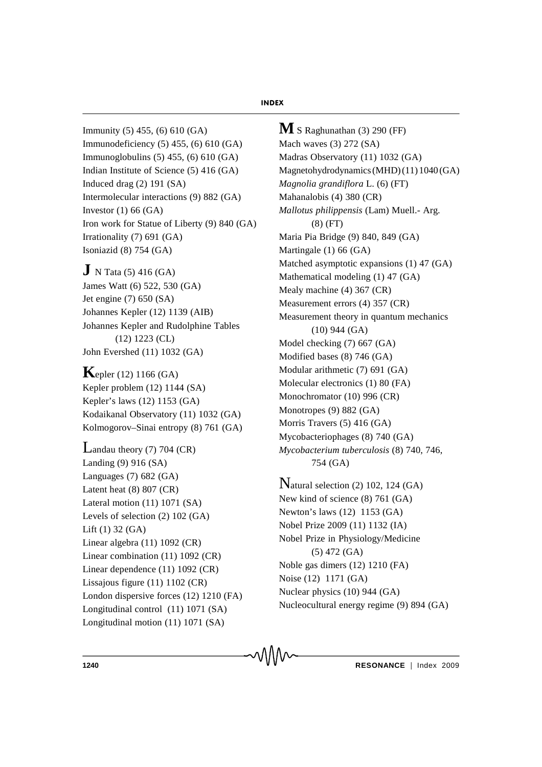Immunity (5) 455, (6) 610 (GA)
Immunodeficiency (5) 455, (6) 610 (GA)
Immunoglobulins (5) 455, (6) 610 (GA)
Indian Institute of Science (5) 416 (GA)
Induced drag (2) 191 (SA)
Intermolecular interactions (9) 882 (GA)
Investor (1) 66 (GA)
Iron work for Statue of Liberty (9) 840 (GA)
Irrationality (7) 691 (GA)
Isoniazid (8) 754 (GA)

**J** N Tata (5) 416 (GA)
James Watt (6) 522, 530 (GA)
Jet engine (7) 650 (SA)
Johannes Kepler (12) 1139 (AIB)
Johannes Kepler and Rudolphine Tables (12) 1223 (CL)
John Evershed (11) 1032 (GA)

**K**epler (12) 1166 (GA)
Kepler problem (12) 1144 (SA)
Kepler's laws (12) 1153 (GA)
Kodaikanal Observatory (11) 1032 (GA)
Kolmogorov–Sinai entropy (8) 761 (GA)

**L**andau theory (7) 704 (CR)
Landing (9) 916 (SA)
Languages (7) 682 (GA)
Latent heat (8) 807 (CR)
Lateral motion (11) 1071 (SA)
Levels of selection (2) 102 (GA)
Lift (1) 32 (GA)
Linear algebra (11) 1092 (CR)
Linear combination (11) 1092 (CR)
Linear dependence (11) 1092 (CR)
Lissajous figure (11) 1102 (CR)
London dispersive forces (12) 1210 (FA)
Longitudinal control (11) 1071 (SA)
Longitudinal motion (11) 1071 (SA)

**M** S Raghunathan (3) 290 (FF)
Mach waves (3) 272 (SA)
Madras Observatory (11) 1032 (GA)
Magnetohydrodynamics (MHD) (11) 1040 (GA)
*Magnolia grandiflora* L. (6) (FT)
Mahanalobis (4) 380 (CR)
*Mallotus philippensis* (Lam) Muell.- Arg. (8) (FT)
Maria Pia Bridge (9) 840, 849 (GA)
Martingale (1) 66 (GA)
Matched asymptotic expansions (1) 47 (GA)
Mathematical modeling (1) 47 (GA)
Mealy machine (4) 367 (CR)
Measurement errors (4) 357 (CR)
Measurement theory in quantum mechanics (10) 944 (GA)
Model checking (7) 667 (GA)
Modified bases (8) 746 (GA)
Modular arithmetic (7) 691 (GA)
Molecular electronics (1) 80 (FA)
Monochromator (10) 996 (CR)
Monotropes (9) 882 (GA)
Morris Travers (5) 416 (GA)
Mycobacteriophages (8) 740 (GA)
*Mycobacterium tuberculosis* (8) 740, 746, 754 (GA)

**N**atural selection (2) 102, 124 (GA)
New kind of science (8) 761 (GA)
Newton's laws (12) 1153 (GA)
Nobel Prize 2009 (11) 1132 (IA)
Nobel Prize in Physiology/Medicine (5) 472 (GA)
Noble gas dimers (12) 1210 (FA)
Noise (12) 1171 (GA)
Nuclear physics (10) 944 (GA)
Nucleocultural energy regime (9) 894 (GA)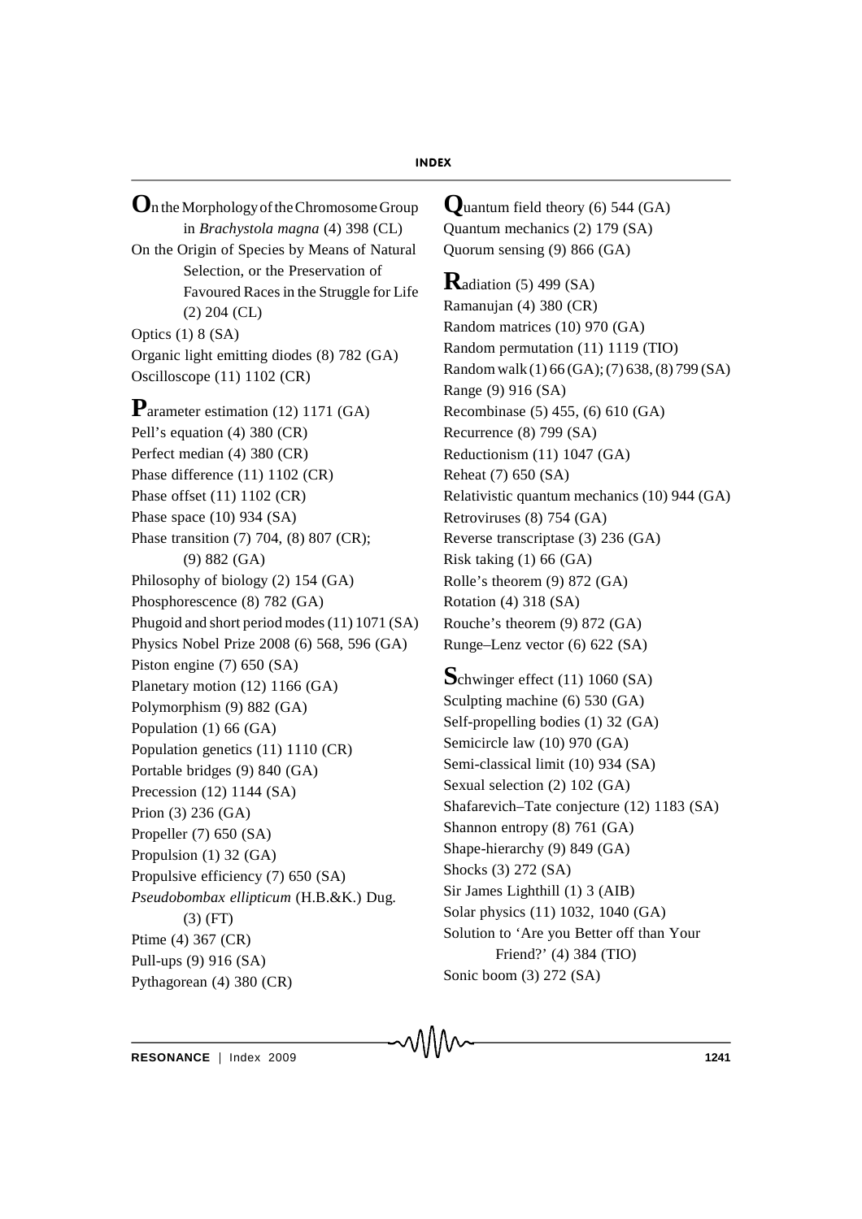**O**n the Morphology of the Chromosome Group in *Brachystola magna* (4) 398 (CL)
On the Origin of Species by Means of Natural Selection, or the Preservation of Favoured Races in the Struggle for Life (2) 204 (CL)
Optics (1) 8 (SA)
Organic light emitting diodes (8) 782 (GA)
Oscilloscope (11) 1102 (CR)

**P**arameter estimation (12) 1171 (GA)
Pell's equation (4) 380 (CR)
Perfect median (4) 380 (CR)
Phase difference (11) 1102 (CR)
Phase offset (11) 1102 (CR)
Phase space (10) 934 (SA)
Phase transition (7) 704, (8) 807 (CR); (9) 882 (GA)
Philosophy of biology (2) 154 (GA)
Phosphorescence (8) 782 (GA)
Phugoid and short period modes (11) 1071 (SA)
Physics Nobel Prize 2008 (6) 568, 596 (GA)
Piston engine (7) 650 (SA)
Planetary motion (12) 1166 (GA)
Polymorphism (9) 882 (GA)
Population (1) 66 (GA)
Population genetics (11) 1110 (CR)
Portable bridges (9) 840 (GA)
Precession (12) 1144 (SA)
Prion (3) 236 (GA)
Propeller (7) 650 (SA)
Propulsion (1) 32 (GA)
Propulsive efficiency (7) 650 (SA)
*Pseudobombax ellipticum* (H.B.&K.) Dug. (3) (FT)
Ptime (4) 367 (CR)
Pull-ups (9) 916 (SA)
Pythagorean (4) 380 (CR)

**Q**uantum field theory (6) 544 (GA)
Quantum mechanics (2) 179 (SA)
Quorum sensing (9) 866 (GA)

**R**adiation (5) 499 (SA)
Ramanujan (4) 380 (CR)
Random matrices (10) 970 (GA)
Random permutation (11) 1119 (TIO)
Random walk (1) 66 (GA); (7) 638, (8) 799 (SA)
Range (9) 916 (SA)
Recombinase (5) 455, (6) 610 (GA)
Recurrence (8) 799 (SA)
Reductionism (11) 1047 (GA)
Reheat (7) 650 (SA)
Relativistic quantum mechanics (10) 944 (GA)
Retroviruses (8) 754 (GA)
Reverse transcriptase (3) 236 (GA)
Risk taking (1) 66 (GA)
Rolle's theorem (9) 872 (GA)
Rotation (4) 318 (SA)
Rouche's theorem (9) 872 (GA)
Runge–Lenz vector (6) 622 (SA)

**S**chwinger effect (11) 1060 (SA)
Sculpting machine (6) 530 (GA)
Self-propelling bodies (1) 32 (GA)
Semicircle law (10) 970 (GA)
Semi-classical limit (10) 934 (SA)
Sexual selection (2) 102 (GA)
Shafarevich–Tate conjecture (12) 1183 (SA)
Shannon entropy (8) 761 (GA)
Shape-hierarchy (9) 849 (GA)
Shocks (3) 272 (SA)
Sir James Lighthill (1) 3 (AIB)
Solar physics (11) 1032, 1040 (GA)
Solution to 'Are you Better off than Your Friend?' (4) 384 (TIO)
Sonic boom (3) 272 (SA)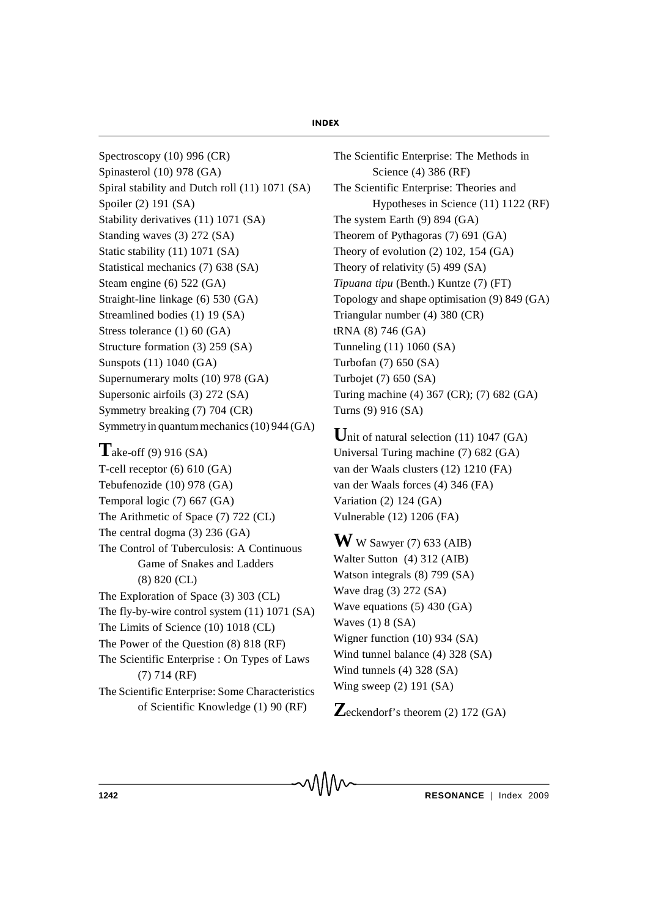Spectroscopy (10) 996 (CR)
Spinasterol (10) 978 (GA)
Spiral stability and Dutch roll (11) 1071 (SA)
Spoiler (2) 191 (SA)
Stability derivatives (11) 1071 (SA)
Standing waves (3) 272 (SA)
Static stability (11) 1071 (SA)
Statistical mechanics (7) 638 (SA)
Steam engine (6) 522 (GA)
Straight-line linkage (6) 530 (GA)
Streamlined bodies (1) 19 (SA)
Stress tolerance (1) 60 (GA)
Structure formation (3) 259 (SA)
Sunspots (11) 1040 (GA)
Supernumerary molts (10) 978 (GA)
Supersonic airfoils (3) 272 (SA)
Symmetry breaking (7) 704 (CR)
Symmetry in quantum mechanics (10) 944 (GA)

**T**ake-off (9) 916 (SA)
T-cell receptor (6) 610 (GA)
Tebufenozide (10) 978 (GA)
Temporal logic (7) 667 (GA)
The Arithmetic of Space (7) 722 (CL)
The central dogma (3) 236 (GA)
The Control of Tuberculosis: A Continuous Game of Snakes and Ladders (8) 820 (CL)
The Exploration of Space (3) 303 (CL)
The fly-by-wire control system (11) 1071 (SA)
The Limits of Science (10) 1018 (CL)
The Power of the Question (8) 818 (RF)
The Scientific Enterprise : On Types of Laws (7) 714 (RF)
The Scientific Enterprise: Some Characteristics of Scientific Knowledge (1) 90 (RF)
The Scientific Enterprise: The Methods in Science (4) 386 (RF)
The Scientific Enterprise: Theories and Hypotheses in Science (11) 1122 (RF)
The system Earth (9) 894 (GA)
Theorem of Pythagoras (7) 691 (GA)
Theory of evolution (2) 102, 154 (GA)
Theory of relativity (5) 499 (SA)
*Tipuana tipu* (Benth.) Kuntze (7) (FT)
Topology and shape optimisation (9) 849 (GA)
Triangular number (4) 380 (CR)
tRNA (8) 746 (GA)
Tunneling (11) 1060 (SA)
Turbofan (7) 650 (SA)
Turbojet (7) 650 (SA)
Turing machine (4) 367 (CR); (7) 682 (GA)
Turns (9) 916 (SA)

**U**nit of natural selection (11) 1047 (GA)
Universal Turing machine (7) 682 (GA)
van der Waals clusters (12) 1210 (FA)
van der Waals forces (4) 346 (FA)
Variation (2) 124 (GA)
Vulnerable (12) 1206 (FA)

**W** W Sawyer (7) 633 (AIB)
Walter Sutton (4) 312 (AIB)
Watson integrals (8) 799 (SA)
Wave drag (3) 272 (SA)
Wave equations (5) 430 (GA)
Waves (1) 8 (SA)
Wigner function (10) 934 (SA)
Wind tunnel balance (4) 328 (SA)
Wind tunnels (4) 328 (SA)
Wing sweep (2) 191 (SA)

**Z**eckendorf's theorem (2) 172 (GA)